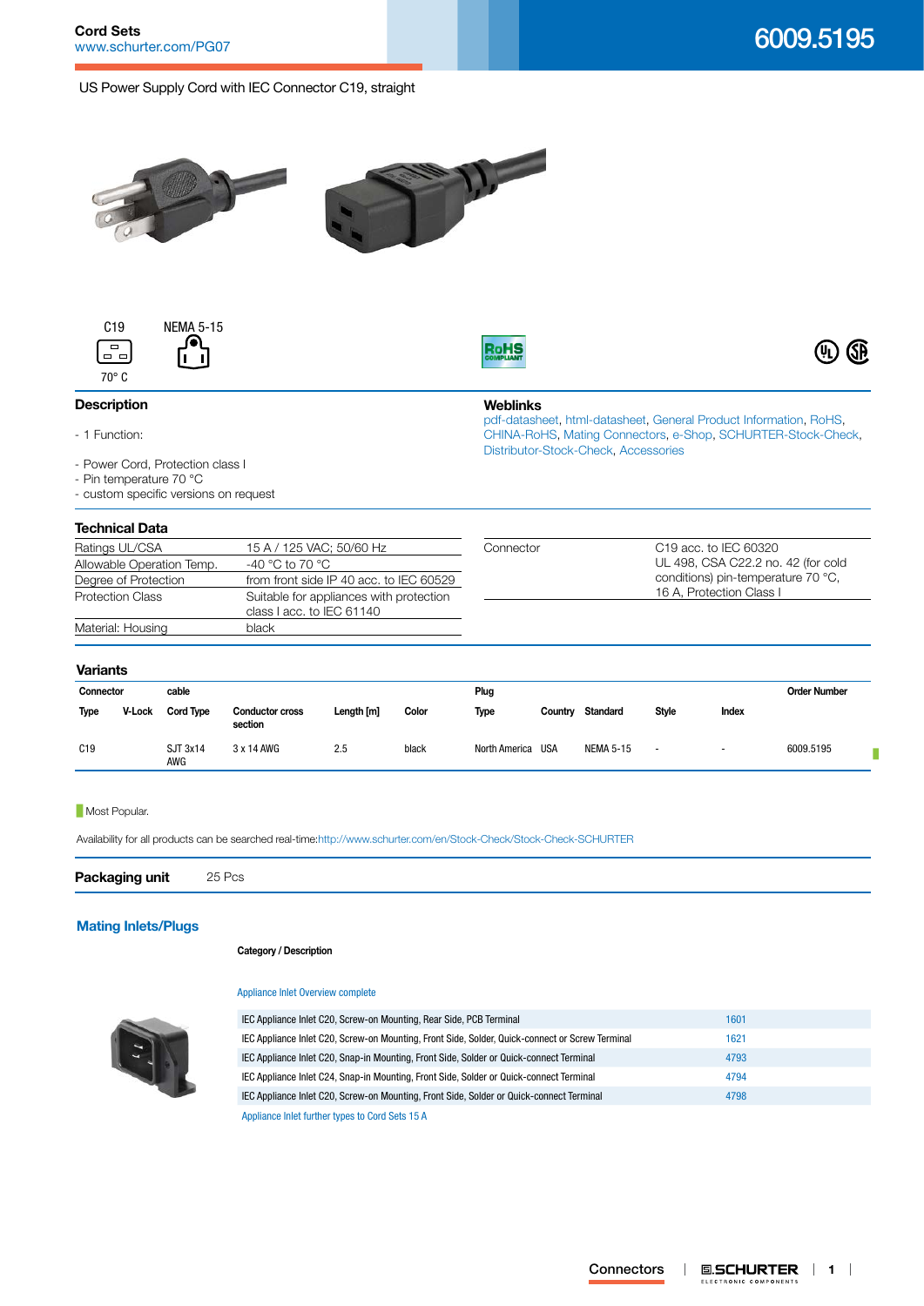Cord Sets
www.schurter.com/PG07

# 6009.5195

US Power Supply Cord with IEC Connector C19, straight

C19 NEMA 5-15

70° C

## Description

- 1 Function:

- Power Cord, Protection class I
- Pin temperature 70 °C
- custom specific versions on request

## Weblinks

pdf-datasheet, html-datasheet, General Product Information, RoHS, CHINA-RoHS, Mating Connectors, e-Shop, SCHURTER-Stock-Check, Distributor-Stock-Check, Accessories

## Technical Data

| | |
|---|---|
| Ratings UL/CSA | 15 A / 125 VAC; 50/60 Hz |
| Allowable Operation Temp. | -40 °C to 70 °C |
| Degree of Protection | from front side IP 40 acc. to IEC 60529 |
| Protection Class | Suitable for appliances with protection class I acc. to IEC 61140 |
| Material: Housing | black |

| | |
|---|---|
| Connector | C19 acc. to IEC 60320 UL 498, CSA C22.2 no. 42 (for cold conditions) pin-temperature 70 °C, 16 A, Protection Class I |

## Variants

| Connector | | cable | | | | Plug | | | | | Order Number |
|---|---|---|---|---|---|---|---|---|---|---|---|
| Type | V-Lock | Cord Type | Conductor cross section | Length [m] | Color | Type | Country | Standard | Style | Index | |
| C19 | | SJT 3x14 AWG | 3 x 14 AWG | 2.5 | black | North America | USA | NEMA 5-15 | - | - | 6009.5195 |

Most Popular.

Availability for all products can be searched real-time:http://www.schurter.com/en/Stock-Check/Stock-Check-SCHURTER

**Packaging unit** 25 Pcs

## Mating Inlets/Plugs

**Category / Description**

Appliance Inlet Overview complete

| | |
|---|---|
| IEC Appliance Inlet C20, Screw-on Mounting, Rear Side, PCB Terminal | 1601 |
| IEC Appliance Inlet C20, Screw-on Mounting, Front Side, Solder, Quick-connect or Screw Terminal | 1621 |
| IEC Appliance Inlet C20, Snap-in Mounting, Front Side, Solder or Quick-connect Terminal | 4793 |
| IEC Appliance Inlet C24, Snap-in Mounting, Front Side, Solder or Quick-connect Terminal | 4794 |
| IEC Appliance Inlet C20, Screw-on Mounting, Front Side, Solder or Quick-connect Terminal | 4798 |

Appliance Inlet further types to Cord Sets 15 A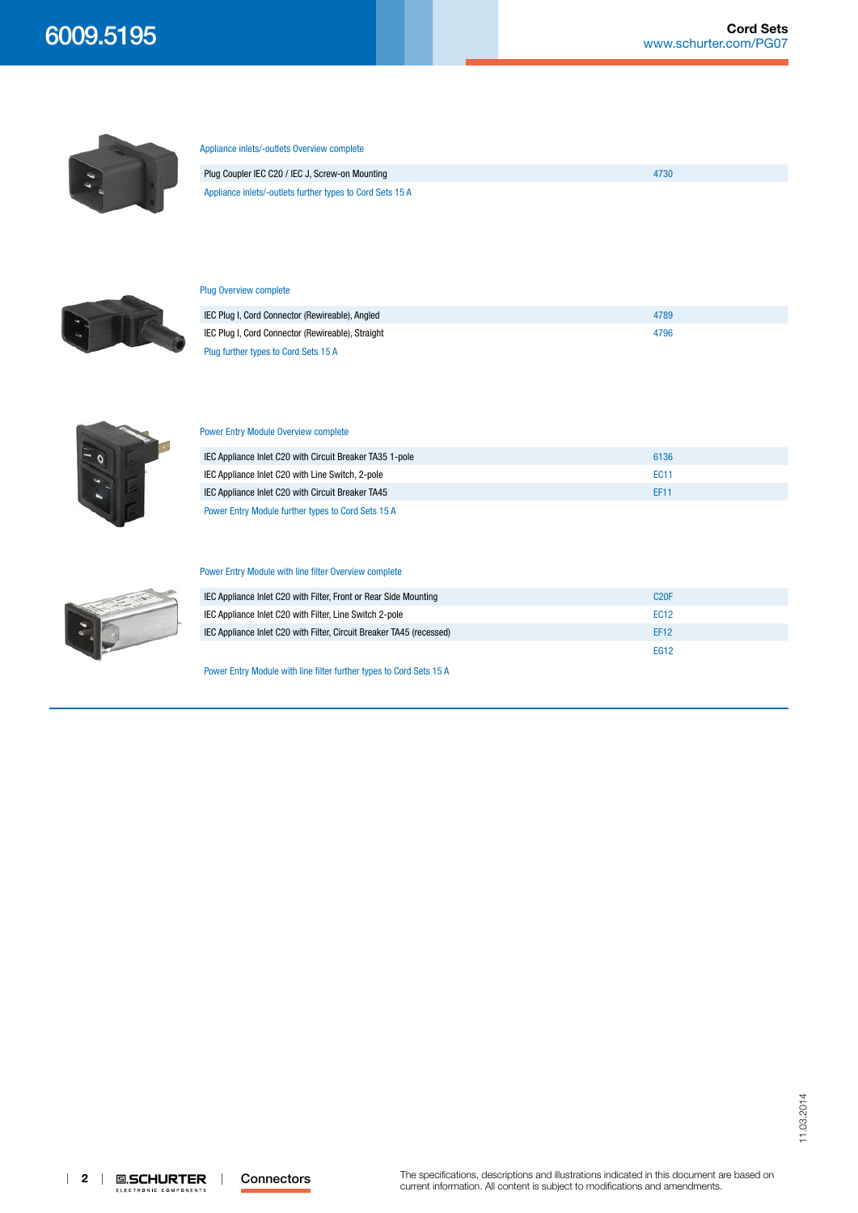Appliance inlets/-outlets Overview complete

| | |
|---|---|
| Plug Coupler IEC C20 / IEC J, Screw-on Mounting | 4730 |
| Appliance inlets/-outlets further types to Cord Sets 15 A | |

Plug Overview complete

| | |
|---|---|
| IEC Plug I, Cord Connector (Rewireable), Angled | 4789 |
| IEC Plug I, Cord Connector (Rewireable), Straight | 4796 |
| Plug further types to Cord Sets 15 A | |

Power Entry Module Overview complete

| | |
|---|---|
| IEC Appliance Inlet C20 with Circuit Breaker TA35 1-pole | 6136 |
| IEC Appliance Inlet C20 with Line Switch, 2-pole | EC11 |
| IEC Appliance Inlet C20 with Circuit Breaker TA45 | EF11 |
| Power Entry Module further types to Cord Sets 15 A | |

Power Entry Module with line filter Overview complete

| | |
|---|---|
| IEC Appliance Inlet C20 with Filter, Front or Rear Side Mounting | C20F |
| IEC Appliance Inlet C20 with Filter, Line Switch 2-pole | EC12 |
| IEC Appliance Inlet C20 with Filter, Circuit Breaker TA45 (recessed) | EF12 |
| | EG12 |

Power Entry Module with line filter further types to Cord Sets 15 A

11.03.2014

The specifications, descriptions and illustrations indicated in this document are based on current information. All content is subject to modifications and amendments.